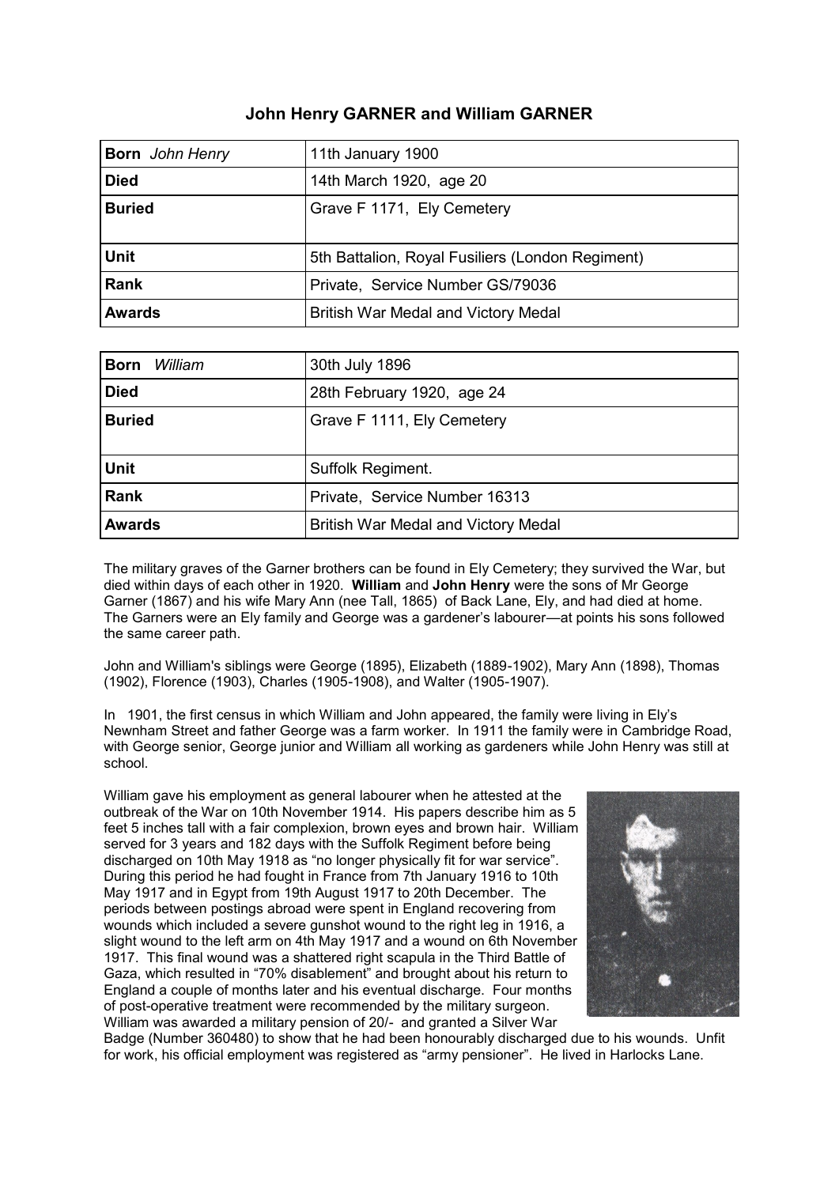# John Henry GARNER and William GARNER

| **Born** *John Henry* | 11th January 1900 |
|---|---|
| **Died** | 14th March 1920, age 20 |
| **Buried** | Grave F 1171, Ely Cemetery |
| **Unit** | 5th Battalion, Royal Fusiliers (London Regiment) |
| **Rank** | Private, Service Number GS/79036 |
| **Awards** | British War Medal and Victory Medal |

| **Born** *William* | 30th July 1896 |
|---|---|
| **Died** | 28th February 1920, age 24 |
| **Buried** | Grave F 1111, Ely Cemetery |
| **Unit** | Suffolk Regiment. |
| **Rank** | Private, Service Number 16313 |
| **Awards** | British War Medal and Victory Medal |

The military graves of the Garner brothers can be found in Ely Cemetery; they survived the War, but died within days of each other in 1920. **William** and **John Henry** were the sons of Mr George Garner (1867) and his wife Mary Ann (nee Tall, 1865) of Back Lane, Ely, and had died at home. The Garners were an Ely family and George was a gardener's labourer—at points his sons followed the same career path.

John and William's siblings were George (1895), Elizabeth (1889-1902), Mary Ann (1898), Thomas (1902), Florence (1903), Charles (1905-1908), and Walter (1905-1907).

In 1901, the first census in which William and John appeared, the family were living in Ely's Newnham Street and father George was a farm worker. In 1911 the family were in Cambridge Road, with George senior, George junior and William all working as gardeners while John Henry was still at school.

William gave his employment as general labourer when he attested at the outbreak of the War on 10th November 1914. His papers describe him as 5 feet 5 inches tall with a fair complexion, brown eyes and brown hair. William served for 3 years and 182 days with the Suffolk Regiment before being discharged on 10th May 1918 as "no longer physically fit for war service". During this period he had fought in France from 7th January 1916 to 10th May 1917 and in Egypt from 19th August 1917 to 20th December. The periods between postings abroad were spent in England recovering from wounds which included a severe gunshot wound to the right leg in 1916, a slight wound to the left arm on 4th May 1917 and a wound on 6th November 1917. This final wound was a shattered right scapula in the Third Battle of Gaza, which resulted in "70% disablement" and brought about his return to England a couple of months later and his eventual discharge. Four months of post-operative treatment were recommended by the military surgeon. William was awarded a military pension of 20/- and granted a Silver War Badge (Number 360480) to show that he had been honourably discharged due to his wounds. Unfit for work, his official employment was registered as "army pensioner". He lived in Harlocks Lane.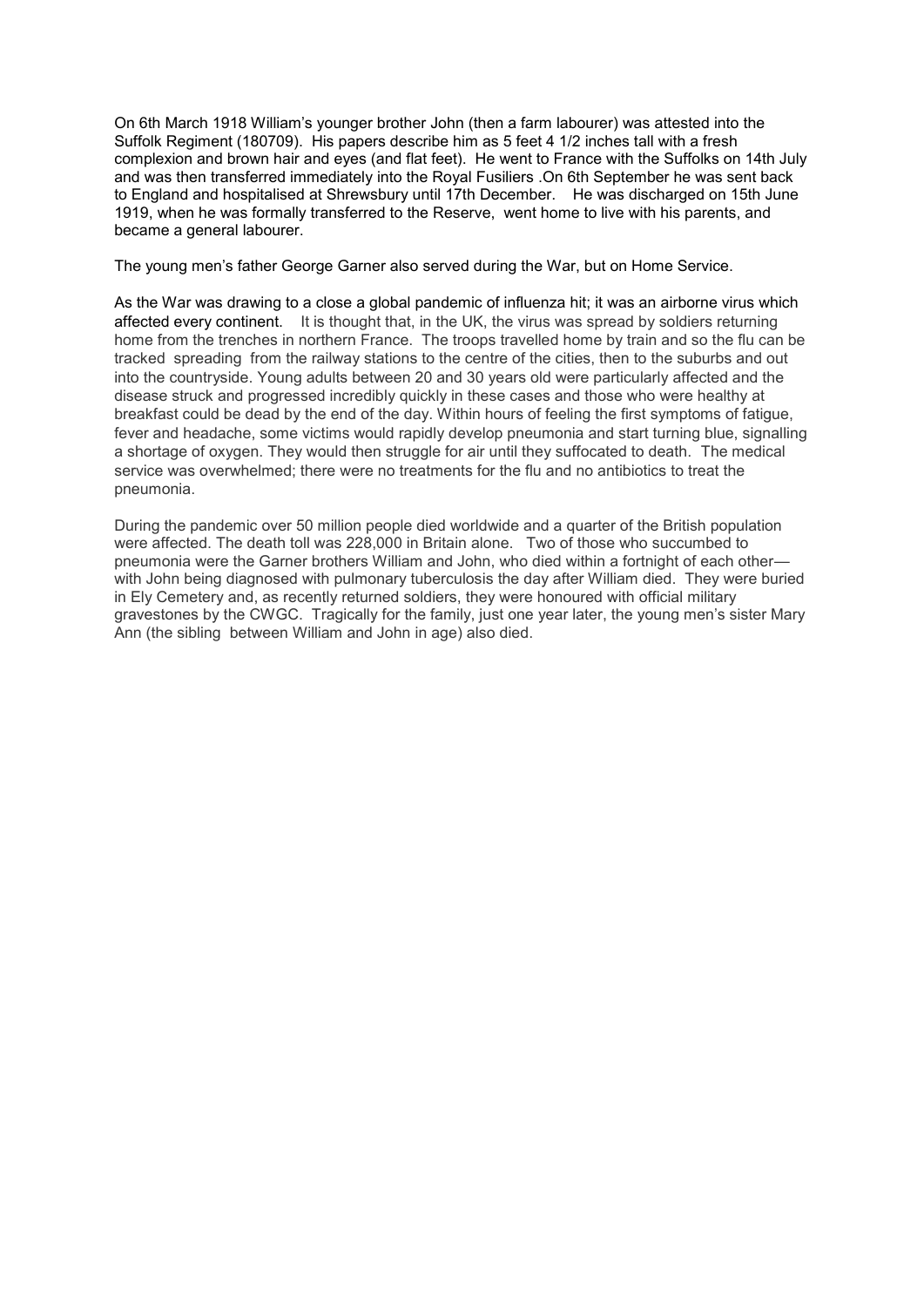On 6th March 1918 William's younger brother John (then a farm labourer) was attested into the Suffolk Regiment (180709). His papers describe him as 5 feet 4 1/2 inches tall with a fresh complexion and brown hair and eyes (and flat feet). He went to France with the Suffolks on 14th July and was then transferred immediately into the Royal Fusiliers .On 6th September he was sent back to England and hospitalised at Shrewsbury until 17th December. He was discharged on 15th June 1919, when he was formally transferred to the Reserve, went home to live with his parents, and became a general labourer.

The young men's father George Garner also served during the War, but on Home Service.

As the War was drawing to a close a global pandemic of influenza hit; it was an airborne virus which affected every continent. It is thought that, in the UK, the virus was spread by soldiers returning home from the trenches in northern France. The troops travelled home by train and so the flu can be tracked spreading from the railway stations to the centre of the cities, then to the suburbs and out into the countryside. Young adults between 20 and 30 years old were particularly affected and the disease struck and progressed incredibly quickly in these cases and those who were healthy at breakfast could be dead by the end of the day. Within hours of feeling the first symptoms of fatigue, fever and headache, some victims would rapidly develop pneumonia and start turning blue, signalling a shortage of oxygen. They would then struggle for air until they suffocated to death. The medical service was overwhelmed; there were no treatments for the flu and no antibiotics to treat the pneumonia.

During the pandemic over 50 million people died worldwide and a quarter of the British population were affected. The death toll was 228,000 in Britain alone. Two of those who succumbed to pneumonia were the Garner brothers William and John, who died within a fortnight of each other—with John being diagnosed with pulmonary tuberculosis the day after William died. They were buried in Ely Cemetery and, as recently returned soldiers, they were honoured with official military gravestones by the CWGC. Tragically for the family, just one year later, the young men's sister Mary Ann (the sibling between William and John in age) also died.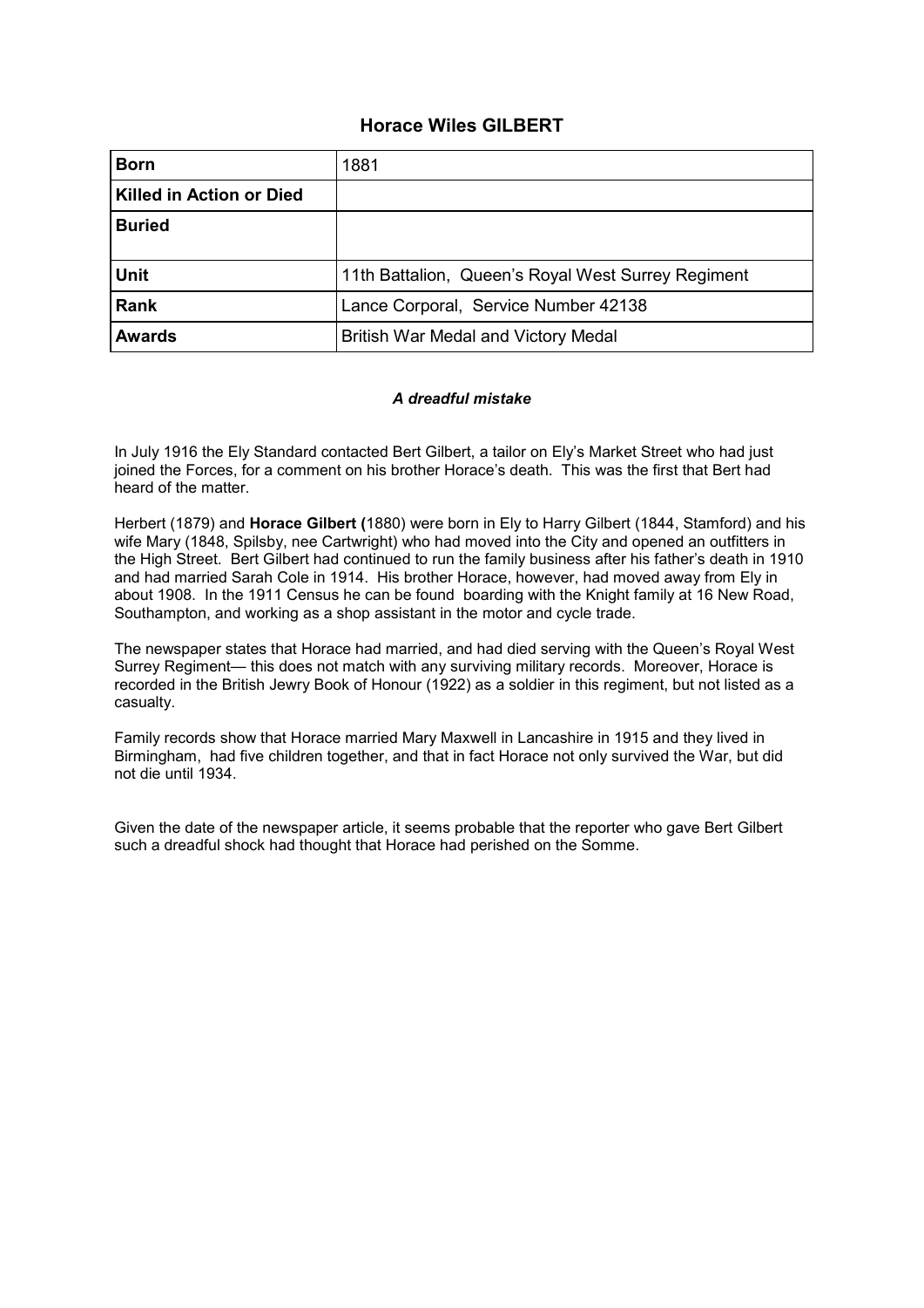## Horace Wiles GILBERT

| **Born** | 1881 |
|---|---|
| **Killed in Action or Died** | |
| **Buried** | |
| **Unit** | 11th Battalion, Queen's Royal West Surrey Regiment |
| **Rank** | Lance Corporal, Service Number 42138 |
| **Awards** | British War Medal and Victory Medal |

***A dreadful mistake***

In July 1916 the Ely Standard contacted Bert Gilbert, a tailor on Ely's Market Street who had just joined the Forces, for a comment on his brother Horace's death. This was the first that Bert had heard of the matter.

Herbert (1879) and **Horace Gilbert (**1880) were born in Ely to Harry Gilbert (1844, Stamford) and his wife Mary (1848, Spilsby, nee Cartwright) who had moved into the City and opened an outfitters in the High Street. Bert Gilbert had continued to run the family business after his father's death in 1910 and had married Sarah Cole in 1914. His brother Horace, however, had moved away from Ely in about 1908. In the 1911 Census he can be found boarding with the Knight family at 16 New Road, Southampton, and working as a shop assistant in the motor and cycle trade.

The newspaper states that Horace had married, and had died serving with the Queen's Royal West Surrey Regiment— this does not match with any surviving military records. Moreover, Horace is recorded in the British Jewry Book of Honour (1922) as a soldier in this regiment, but not listed as a casualty.

Family records show that Horace married Mary Maxwell in Lancashire in 1915 and they lived in Birmingham, had five children together, and that in fact Horace not only survived the War, but did not die until 1934.

Given the date of the newspaper article, it seems probable that the reporter who gave Bert Gilbert such a dreadful shock had thought that Horace had perished on the Somme.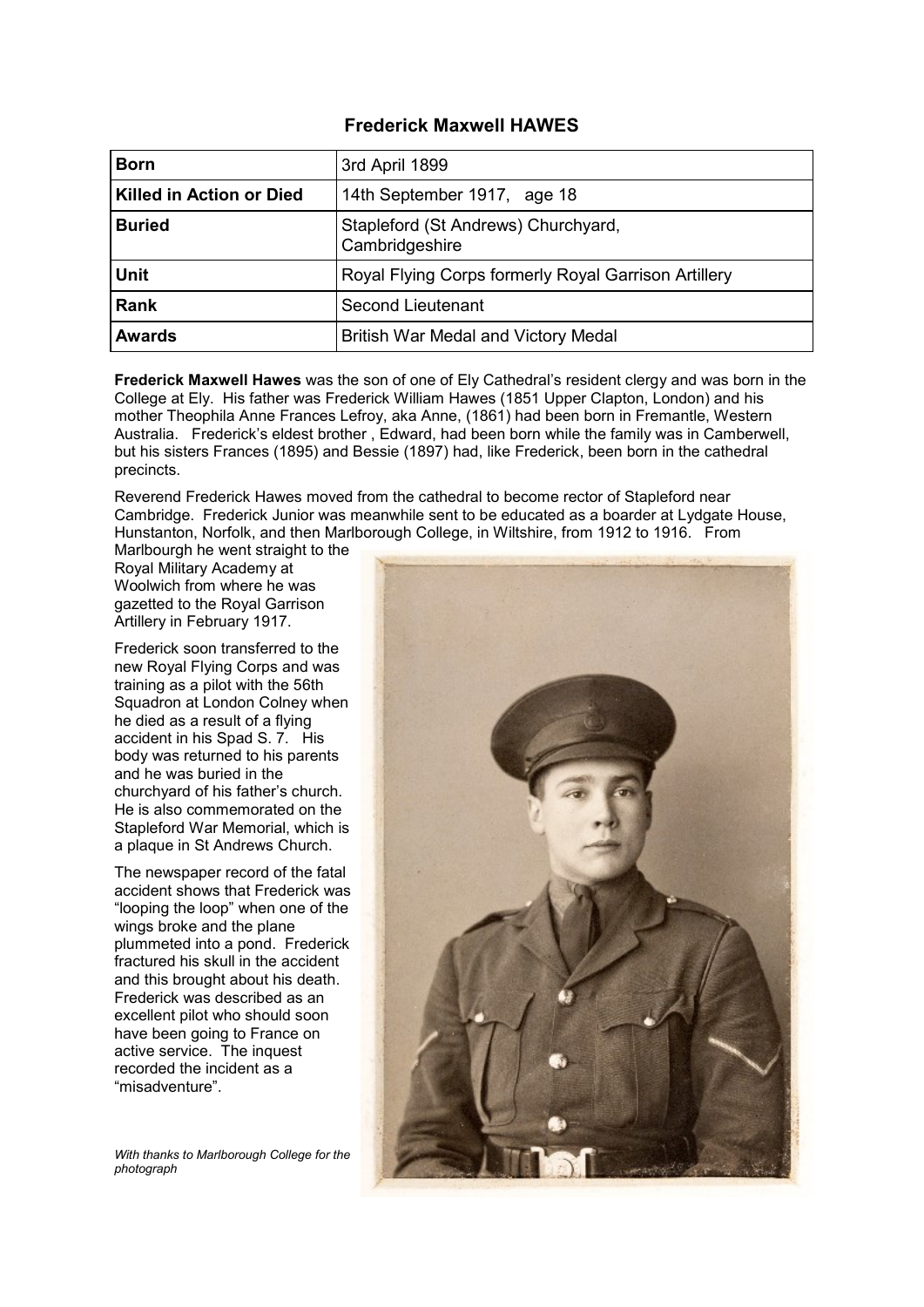## Frederick Maxwell HAWES

| **Born** | 3rd April 1899 |
|---|---|
| **Killed in Action or Died** | 14th September 1917, age 18 |
| **Buried** | Stapleford (St Andrews) Churchyard, Cambridgeshire |
| **Unit** | Royal Flying Corps formerly Royal Garrison Artillery |
| **Rank** | Second Lieutenant |
| **Awards** | British War Medal and Victory Medal |

**Frederick Maxwell Hawes** was the son of one of Ely Cathedral's resident clergy and was born in the College at Ely. His father was Frederick William Hawes (1851 Upper Clapton, London) and his mother Theophila Anne Frances Lefroy, aka Anne, (1861) had been born in Fremantle, Western Australia. Frederick's eldest brother , Edward, had been born while the family was in Camberwell, but his sisters Frances (1895) and Bessie (1897) had, like Frederick, been born in the cathedral precincts.

Reverend Frederick Hawes moved from the cathedral to become rector of Stapleford near Cambridge. Frederick Junior was meanwhile sent to be educated as a boarder at Lydgate House, Hunstanton, Norfolk, and then Marlborough College, in Wiltshire, from 1912 to 1916. From Marlbourgh he went straight to the Royal Military Academy at Woolwich from where he was gazetted to the Royal Garrison Artillery in February 1917.

Frederick soon transferred to the new Royal Flying Corps and was training as a pilot with the 56th Squadron at London Colney when he died as a result of a flying accident in his Spad S. 7. His body was returned to his parents and he was buried in the churchyard of his father's church. He is also commemorated on the Stapleford War Memorial, which is a plaque in St Andrews Church.

The newspaper record of the fatal accident shows that Frederick was "looping the loop" when one of the wings broke and the plane plummeted into a pond. Frederick fractured his skull in the accident and this brought about his death. Frederick was described as an excellent pilot who should soon have been going to France on active service. The inquest recorded the incident as a "misadventure".

*With thanks to Marlborough College for the photograph*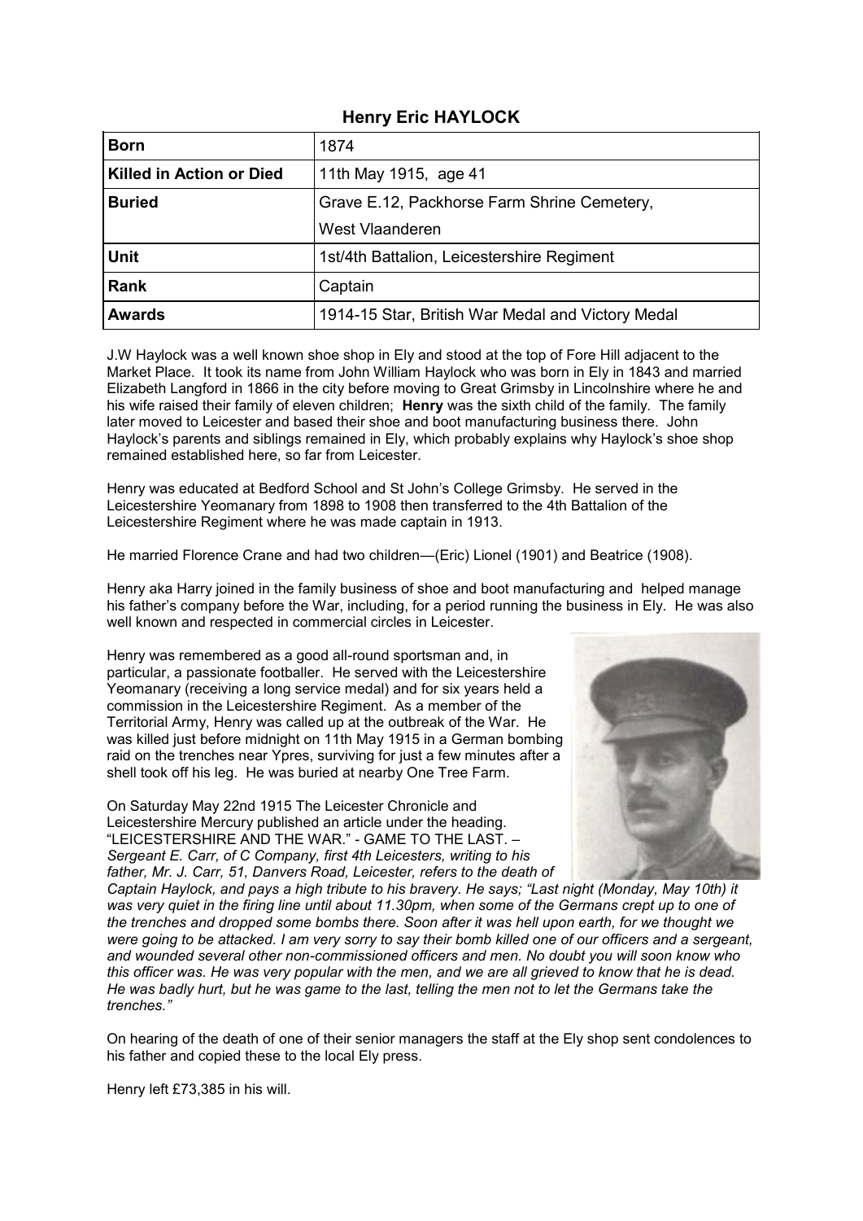## Henry Eric HAYLOCK

| | |
|---|---|
| **Born** | 1874 |
| **Killed in Action or Died** | 11th May 1915, age 41 |
| **Buried** | Grave E.12, Packhorse Farm Shrine Cemetery, West Vlaanderen |
| **Unit** | 1st/4th Battalion, Leicestershire Regiment |
| **Rank** | Captain |
| **Awards** | 1914-15 Star, British War Medal and Victory Medal |

J.W Haylock was a well known shoe shop in Ely and stood at the top of Fore Hill adjacent to the Market Place. It took its name from John William Haylock who was born in Ely in 1843 and married Elizabeth Langford in 1866 in the city before moving to Great Grimsby in Lincolnshire where he and his wife raised their family of eleven children; **Henry** was the sixth child of the family. The family later moved to Leicester and based their shoe and boot manufacturing business there. John Haylock's parents and siblings remained in Ely, which probably explains why Haylock's shoe shop remained established here, so far from Leicester.

Henry was educated at Bedford School and St John's College Grimsby. He served in the Leicestershire Yeomanary from 1898 to 1908 then transferred to the 4th Battalion of the Leicestershire Regiment where he was made captain in 1913.

He married Florence Crane and had two children—(Eric) Lionel (1901) and Beatrice (1908).

Henry aka Harry joined in the family business of shoe and boot manufacturing and helped manage his father's company before the War, including, for a period running the business in Ely. He was also well known and respected in commercial circles in Leicester.

Henry was remembered as a good all-round sportsman and, in particular, a passionate footballer. He served with the Leicestershire Yeomanary (receiving a long service medal) and for six years held a commission in the Leicestershire Regiment. As a member of the Territorial Army, Henry was called up at the outbreak of the War. He was killed just before midnight on 11th May 1915 in a German bombing raid on the trenches near Ypres, surviving for just a few minutes after a shell took off his leg. He was buried at nearby One Tree Farm.

On Saturday May 22nd 1915 The Leicester Chronicle and Leicestershire Mercury published an article under the heading. "LEICESTERSHIRE AND THE WAR." - GAME TO THE LAST. – *Sergeant E. Carr, of C Company, first 4th Leicesters, writing to his father, Mr. J. Carr, 51, Danvers Road, Leicester, refers to the death of Captain Haylock, and pays a high tribute to his bravery. He says; "Last night (Monday, May 10th) it was very quiet in the firing line until about 11.30pm, when some of the Germans crept up to one of the trenches and dropped some bombs there. Soon after it was hell upon earth, for we thought we were going to be attacked. I am very sorry to say their bomb killed one of our officers and a sergeant, and wounded several other non-commissioned officers and men. No doubt you will soon know who this officer was. He was very popular with the men, and we are all grieved to know that he is dead. He was badly hurt, but he was game to the last, telling the men not to let the Germans take the trenches."*

On hearing of the death of one of their senior managers the staff at the Ely shop sent condolences to his father and copied these to the local Ely press.

Henry left £73,385 in his will.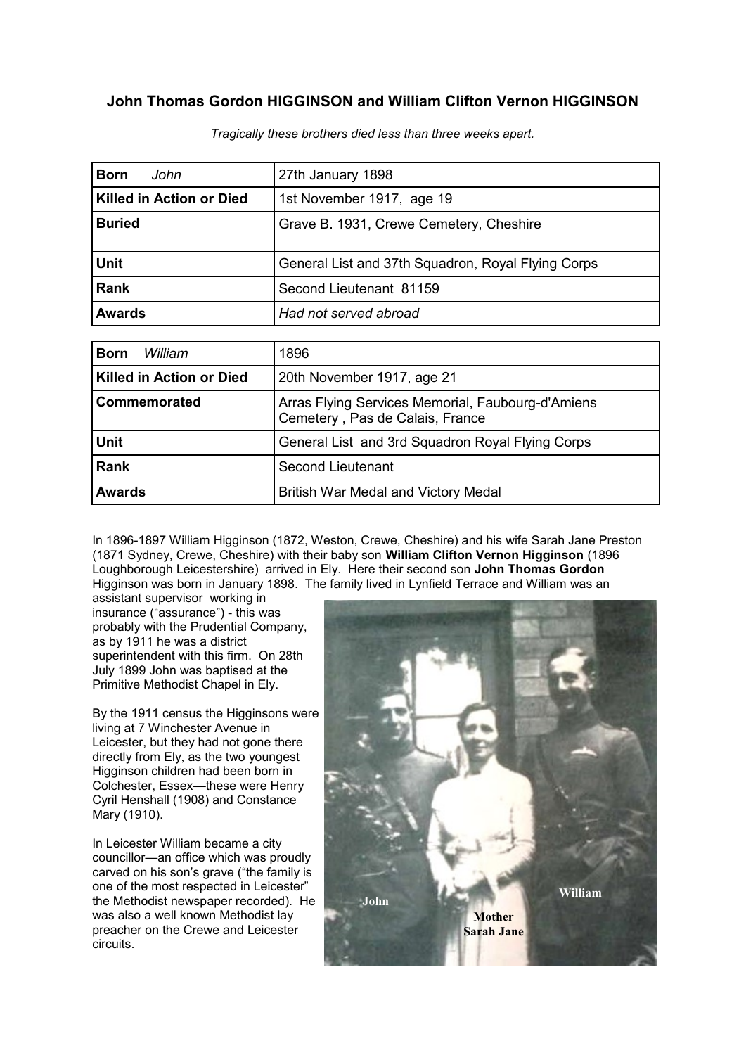# John Thomas Gordon HIGGINSON and William Clifton Vernon HIGGINSON

*Tragically these brothers died less than three weeks apart.*

| **Born** *John* | 27th January 1898 |
|---|---|
| **Killed in Action or Died** | 1st November 1917, age 19 |
| **Buried** | Grave B. 1931, Crewe Cemetery, Cheshire |
| **Unit** | General List and 37th Squadron, Royal Flying Corps |
| **Rank** | Second Lieutenant 81159 |
| **Awards** | *Had not served abroad* |

| **Born** *William* | 1896 |
|---|---|
| **Killed in Action or Died** | 20th November 1917, age 21 |
| **Commemorated** | Arras Flying Services Memorial, Faubourg-d'Amiens Cemetery , Pas de Calais, France |
| **Unit** | General List and 3rd Squadron Royal Flying Corps |
| **Rank** | Second Lieutenant |
| **Awards** | British War Medal and Victory Medal |

In 1896-1897 William Higginson (1872, Weston, Crewe, Cheshire) and his wife Sarah Jane Preston (1871 Sydney, Crewe, Cheshire) with their baby son **William Clifton Vernon Higginson** (1896 Loughborough Leicestershire) arrived in Ely. Here their second son **John Thomas Gordon** Higginson was born in January 1898. The family lived in Lynfield Terrace and William was an assistant supervisor working in insurance ("assurance") - this was probably with the Prudential Company, as by 1911 he was a district superintendent with this firm. On 28th July 1899 John was baptised at the Primitive Methodist Chapel in Ely.

By the 1911 census the Higginsons were living at 7 Winchester Avenue in Leicester, but they had not gone there directly from Ely, as the two youngest Higginson children had been born in Colchester, Essex—these were Henry Cyril Henshall (1908) and Constance Mary (1910).

In Leicester William became a city councillor—an office which was proudly carved on his son's grave ("the family is one of the most respected in Leicester" the Methodist newspaper recorded). He was also a well known Methodist lay preacher on the Crewe and Leicester circuits.

John Mother Sarah Jane William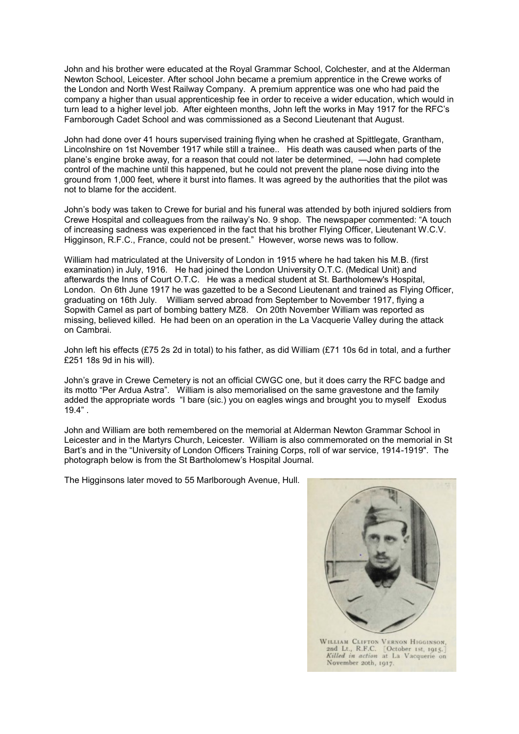John and his brother were educated at the Royal Grammar School, Colchester, and at the Alderman Newton School, Leicester. After school John became a premium apprentice in the Crewe works of the London and North West Railway Company. A premium apprentice was one who had paid the company a higher than usual apprenticeship fee in order to receive a wider education, which would in turn lead to a higher level job. After eighteen months, John left the works in May 1917 for the RFC's Farnborough Cadet School and was commissioned as a Second Lieutenant that August.

John had done over 41 hours supervised training flying when he crashed at Spittlegate, Grantham, Lincolnshire on 1st November 1917 while still a trainee.. His death was caused when parts of the plane's engine broke away, for a reason that could not later be determined, —John had complete control of the machine until this happened, but he could not prevent the plane nose diving into the ground from 1,000 feet, where it burst into flames. It was agreed by the authorities that the pilot was not to blame for the accident.

John's body was taken to Crewe for burial and his funeral was attended by both injured soldiers from Crewe Hospital and colleagues from the railway's No. 9 shop. The newspaper commented: "A touch of increasing sadness was experienced in the fact that his brother Flying Officer, Lieutenant W.C.V. Higginson, R.F.C., France, could not be present." However, worse news was to follow.

William had matriculated at the University of London in 1915 where he had taken his M.B. (first examination) in July, 1916. He had joined the London University O.T.C. (Medical Unit) and afterwards the Inns of Court O.T.C. He was a medical student at St. Bartholomew's Hospital, London. On 6th June 1917 he was gazetted to be a Second Lieutenant and trained as Flying Officer, graduating on 16th July. William served abroad from September to November 1917, flying a Sopwith Camel as part of bombing battery MZ8. On 20th November William was reported as missing, believed killed. He had been on an operation in the La Vacquerie Valley during the attack on Cambrai.

John left his effects (£75 2s 2d in total) to his father, as did William (£71 10s 6d in total, and a further £251 18s 9d in his will).

John's grave in Crewe Cemetery is not an official CWGC one, but it does carry the RFC badge and its motto "Per Ardua Astra". William is also memorialised on the same gravestone and the family added the appropriate words "I bare (sic.) you on eagles wings and brought you to myself Exodus 19.4" .

John and William are both remembered on the memorial at Alderman Newton Grammar School in Leicester and in the Martyrs Church, Leicester. William is also commemorated on the memorial in St Bart's and in the "University of London Officers Training Corps, roll of war service, 1914-1919". The photograph below is from the St Bartholomew's Hospital Journal.

The Higginsons later moved to 55 Marlborough Avenue, Hull.

William Clifton Vernon Higginson, 2nd Lt., R.F.C. [October 1st, 1915.] *Killed in action* at La Vacquerie on November 20th, 1917.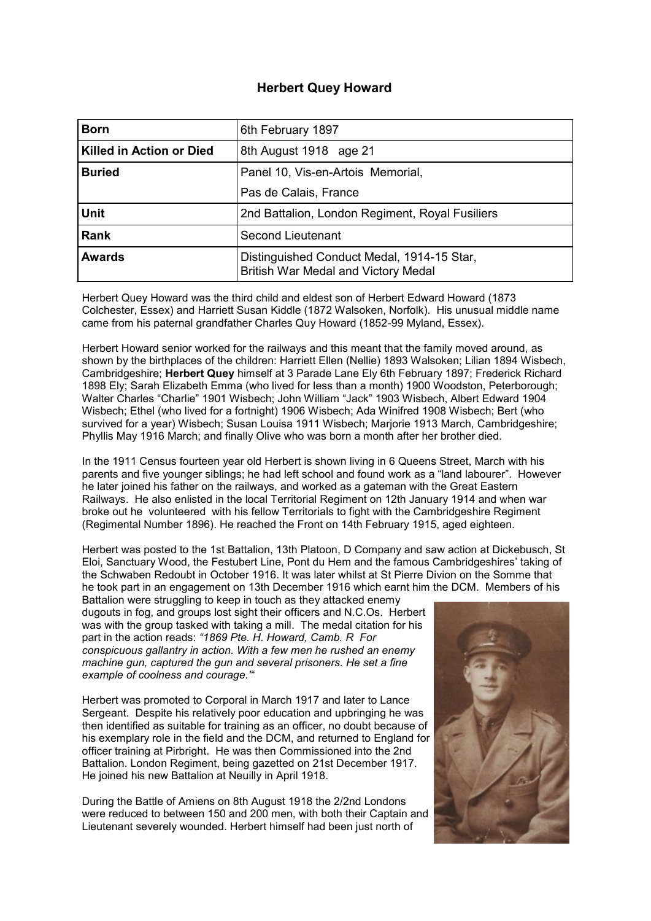## Herbert Quey Howard

| Born | 6th February 1897 |
|---|---|
| Killed in Action or Died | 8th August 1918 age 21 |
| Buried | Panel 10, Vis-en-Artois Memorial,<br>Pas de Calais, France |
| Unit | 2nd Battalion, London Regiment, Royal Fusiliers |
| Rank | Second Lieutenant |
| Awards | Distinguished Conduct Medal, 1914-15 Star, British War Medal and Victory Medal |

Herbert Quey Howard was the third child and eldest son of Herbert Edward Howard (1873 Colchester, Essex) and Harriett Susan Kiddle (1872 Walsoken, Norfolk). His unusual middle name came from his paternal grandfather Charles Quy Howard (1852-99 Myland, Essex).

Herbert Howard senior worked for the railways and this meant that the family moved around, as shown by the birthplaces of the children: Harriett Ellen (Nellie) 1893 Walsoken; Lilian 1894 Wisbech, Cambridgeshire; **Herbert Quey** himself at 3 Parade Lane Ely 6th February 1897; Frederick Richard 1898 Ely; Sarah Elizabeth Emma (who lived for less than a month) 1900 Woodston, Peterborough; Walter Charles "Charlie" 1901 Wisbech; John William "Jack" 1903 Wisbech, Albert Edward 1904 Wisbech; Ethel (who lived for a fortnight) 1906 Wisbech; Ada Winifred 1908 Wisbech; Bert (who survived for a year) Wisbech; Susan Louisa 1911 Wisbech; Marjorie 1913 March, Cambridgeshire; Phyllis May 1916 March; and finally Olive who was born a month after her brother died.

In the 1911 Census fourteen year old Herbert is shown living in 6 Queens Street, March with his parents and five younger siblings; he had left school and found work as a "land labourer". However he later joined his father on the railways, and worked as a gateman with the Great Eastern Railways. He also enlisted in the local Territorial Regiment on 12th January 1914 and when war broke out he volunteered with his fellow Territorials to fight with the Cambridgeshire Regiment (Regimental Number 1896). He reached the Front on 14th February 1915, aged eighteen.

Herbert was posted to the 1st Battalion, 13th Platoon, D Company and saw action at Dickebusch, St Eloi, Sanctuary Wood, the Festubert Line, Pont du Hem and the famous Cambridgeshires' taking of the Schwaben Redoubt in October 1916. It was later whilst at St Pierre Divion on the Somme that he took part in an engagement on 13th December 1916 which earnt him the DCM. Members of his Battalion were struggling to keep in touch as they attacked enemy dugouts in fog, and groups lost sight their officers and N.C.Os. Herbert was with the group tasked with taking a mill. The medal citation for his part in the action reads: *"1869 Pte. H. Howard, Camb. R For conspicuous gallantry in action. With a few men he rushed an enemy machine gun, captured the gun and several prisoners. He set a fine example of coolness and courage.'"*

Herbert was promoted to Corporal in March 1917 and later to Lance Sergeant. Despite his relatively poor education and upbringing he was then identified as suitable for training as an officer, no doubt because of his exemplary role in the field and the DCM, and returned to England for officer training at Pirbright. He was then Commissioned into the 2nd Battalion. London Regiment, being gazetted on 21st December 1917. He joined his new Battalion at Neuilly in April 1918.

During the Battle of Amiens on 8th August 1918 the 2/2nd Londons were reduced to between 150 and 200 men, with both their Captain and Lieutenant severely wounded. Herbert himself had been just north of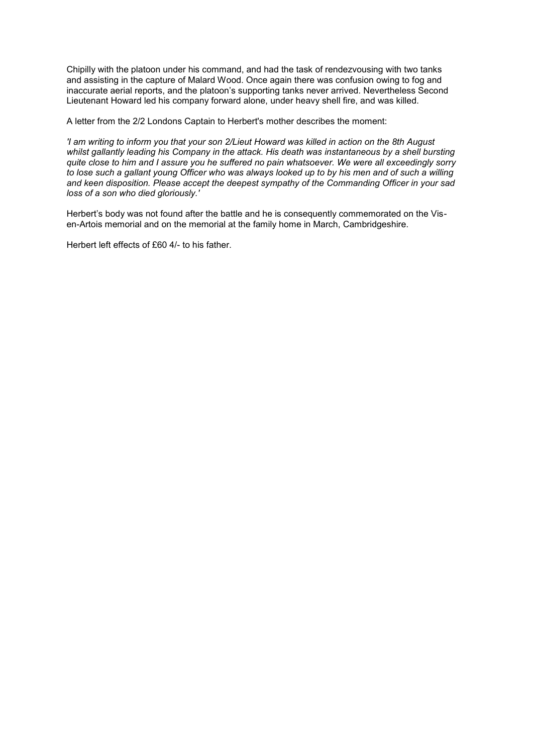Chipilly with the platoon under his command, and had the task of rendezvousing with two tanks and assisting in the capture of Malard Wood. Once again there was confusion owing to fog and inaccurate aerial reports, and the platoon's supporting tanks never arrived. Nevertheless Second Lieutenant Howard led his company forward alone, under heavy shell fire, and was killed.

A letter from the 2/2 Londons Captain to Herbert's mother describes the moment:

*'I am writing to inform you that your son 2/Lieut Howard was killed in action on the 8th August whilst gallantly leading his Company in the attack. His death was instantaneous by a shell bursting quite close to him and I assure you he suffered no pain whatsoever. We were all exceedingly sorry to lose such a gallant young Officer who was always looked up to by his men and of such a willing and keen disposition. Please accept the deepest sympathy of the Commanding Officer in your sad loss of a son who died gloriously.'*

Herbert's body was not found after the battle and he is consequently commemorated on the Vis-en-Artois memorial and on the memorial at the family home in March, Cambridgeshire.

Herbert left effects of £60 4/- to his father.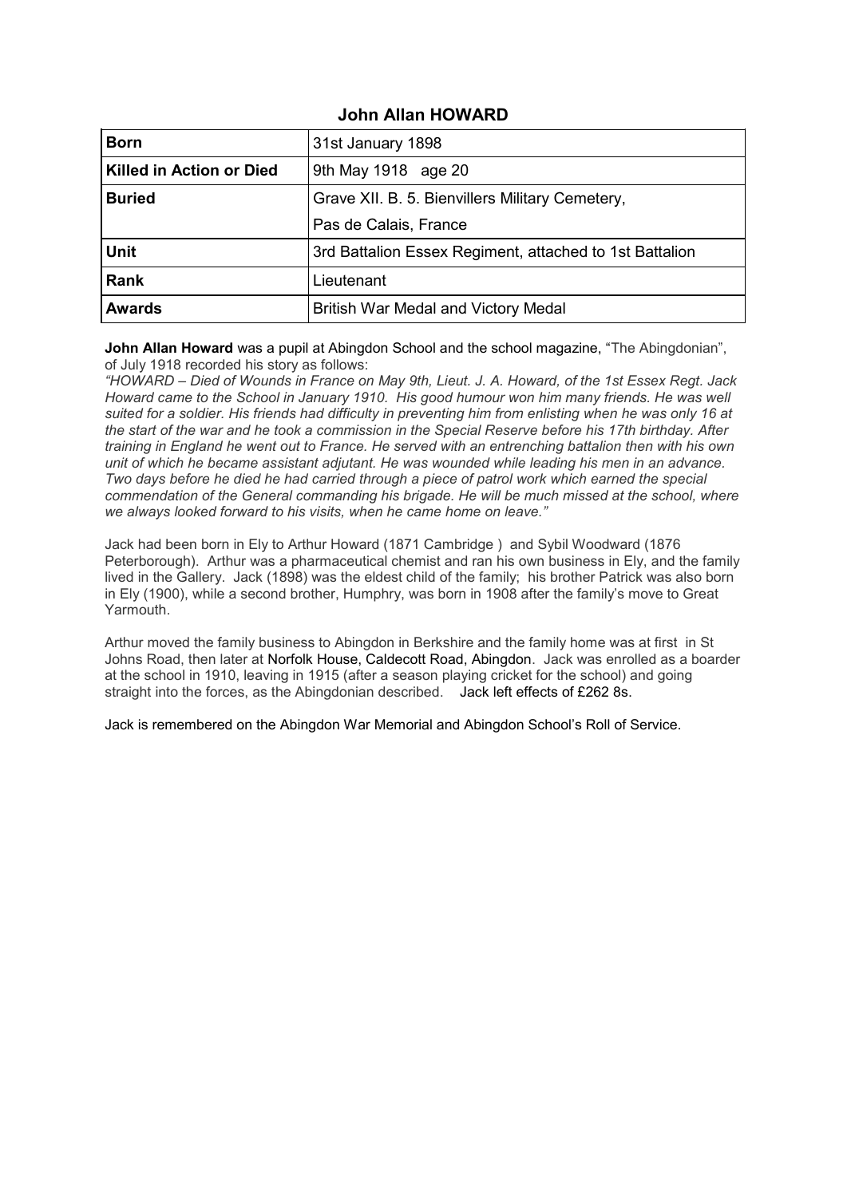# John Allan HOWARD

| Born | 31st January 1898 |
|---|---|
| Killed in Action or Died | 9th May 1918 age 20 |
| Buried | Grave XII. B. 5. Bienvillers Military Cemetery, Pas de Calais, France |
| Unit | 3rd Battalion Essex Regiment, attached to 1st Battalion |
| Rank | Lieutenant |
| Awards | British War Medal and Victory Medal |

**John Allan Howard** was a pupil at Abingdon School and the school magazine, "The Abingdonian", of July 1918 recorded his story as follows:

*"HOWARD – Died of Wounds in France on May 9th, Lieut. J. A. Howard, of the 1st Essex Regt. Jack Howard came to the School in January 1910. His good humour won him many friends. He was well suited for a soldier. His friends had difficulty in preventing him from enlisting when he was only 16 at the start of the war and he took a commission in the Special Reserve before his 17th birthday. After training in England he went out to France. He served with an entrenching battalion then with his own unit of which he became assistant adjutant. He was wounded while leading his men in an advance. Two days before he died he had carried through a piece of patrol work which earned the special commendation of the General commanding his brigade. He will be much missed at the school, where we always looked forward to his visits, when he came home on leave."*

Jack had been born in Ely to Arthur Howard (1871 Cambridge ) and Sybil Woodward (1876 Peterborough). Arthur was a pharmaceutical chemist and ran his own business in Ely, and the family lived in the Gallery. Jack (1898) was the eldest child of the family; his brother Patrick was also born in Ely (1900), while a second brother, Humphry, was born in 1908 after the family's move to Great Yarmouth.

Arthur moved the family business to Abingdon in Berkshire and the family home was at first in St Johns Road, then later at Norfolk House, Caldecott Road, Abingdon. Jack was enrolled as a boarder at the school in 1910, leaving in 1915 (after a season playing cricket for the school) and going straight into the forces, as the Abingdonian described. Jack left effects of £262 8s.

Jack is remembered on the Abingdon War Memorial and Abingdon School's Roll of Service.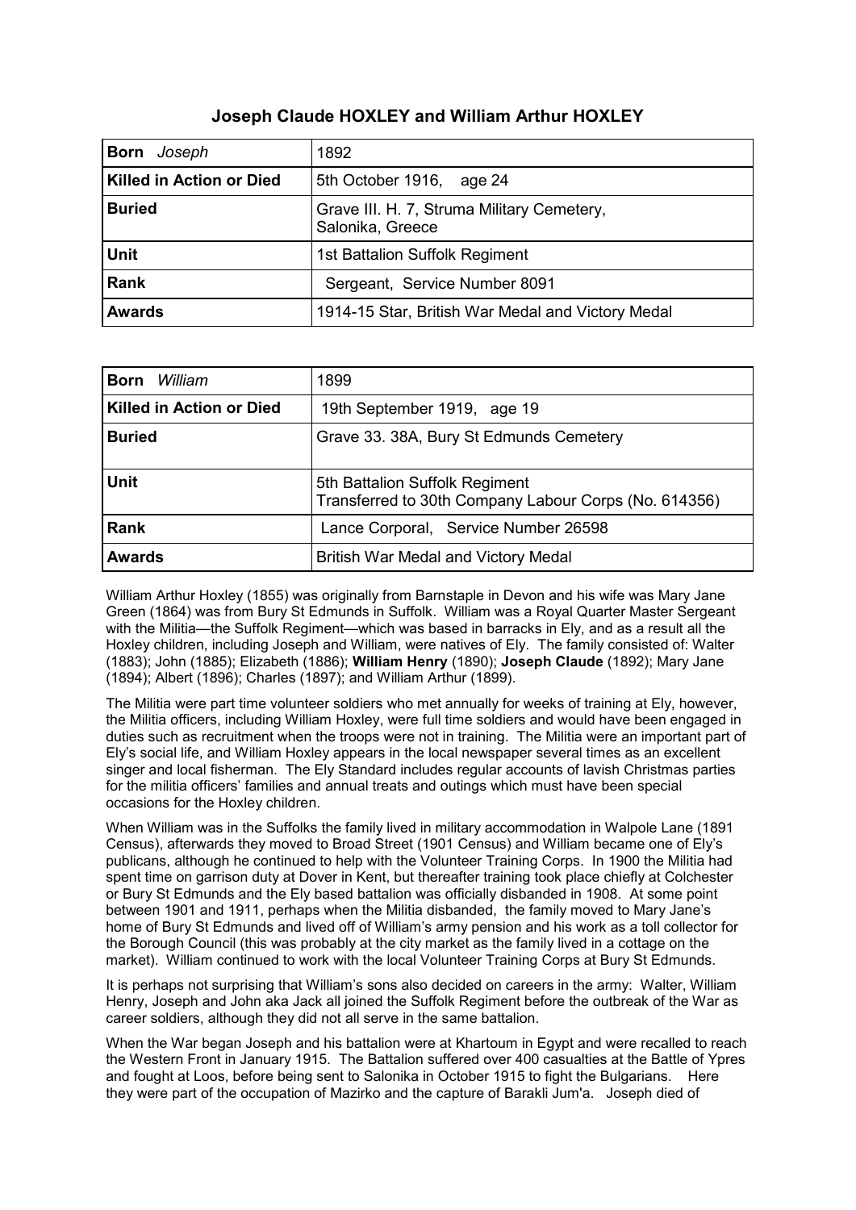### Joseph Claude HOXLEY and William Arthur HOXLEY

| **Born** *Joseph* | 1892 |
| --- | --- |
| **Killed in Action or Died** | 5th October 1916, age 24 |
| **Buried** | Grave III. H. 7, Struma Military Cemetery, Salonika, Greece |
| **Unit** | 1st Battalion Suffolk Regiment |
| **Rank** | Sergeant, Service Number 8091 |
| **Awards** | 1914-15 Star, British War Medal and Victory Medal |

| **Born** *William* | 1899 |
| --- | --- |
| **Killed in Action or Died** | 19th September 1919, age 19 |
| **Buried** | Grave 33. 38A, Bury St Edmunds Cemetery |
| **Unit** | 5th Battalion Suffolk Regiment<br>Transferred to 30th Company Labour Corps (No. 614356) |
| **Rank** | Lance Corporal, Service Number 26598 |
| **Awards** | British War Medal and Victory Medal |

William Arthur Hoxley (1855) was originally from Barnstaple in Devon and his wife was Mary Jane Green (1864) was from Bury St Edmunds in Suffolk. William was a Royal Quarter Master Sergeant with the Militia—the Suffolk Regiment—which was based in barracks in Ely, and as a result all the Hoxley children, including Joseph and William, were natives of Ely. The family consisted of: Walter (1883); John (1885); Elizabeth (1886); **William Henry** (1890); **Joseph Claude** (1892); Mary Jane (1894); Albert (1896); Charles (1897); and William Arthur (1899).

The Militia were part time volunteer soldiers who met annually for weeks of training at Ely, however, the Militia officers, including William Hoxley, were full time soldiers and would have been engaged in duties such as recruitment when the troops were not in training. The Militia were an important part of Ely's social life, and William Hoxley appears in the local newspaper several times as an excellent singer and local fisherman. The Ely Standard includes regular accounts of lavish Christmas parties for the militia officers' families and annual treats and outings which must have been special occasions for the Hoxley children.

When William was in the Suffolks the family lived in military accommodation in Walpole Lane (1891 Census), afterwards they moved to Broad Street (1901 Census) and William became one of Ely's publicans, although he continued to help with the Volunteer Training Corps. In 1900 the Militia had spent time on garrison duty at Dover in Kent, but thereafter training took place chiefly at Colchester or Bury St Edmunds and the Ely based battalion was officially disbanded in 1908. At some point between 1901 and 1911, perhaps when the Militia disbanded, the family moved to Mary Jane's home of Bury St Edmunds and lived off of William's army pension and his work as a toll collector for the Borough Council (this was probably at the city market as the family lived in a cottage on the market). William continued to work with the local Volunteer Training Corps at Bury St Edmunds.

It is perhaps not surprising that William's sons also decided on careers in the army: Walter, William Henry, Joseph and John aka Jack all joined the Suffolk Regiment before the outbreak of the War as career soldiers, although they did not all serve in the same battalion.

When the War began Joseph and his battalion were at Khartoum in Egypt and were recalled to reach the Western Front in January 1915. The Battalion suffered over 400 casualties at the Battle of Ypres and fought at Loos, before being sent to Salonika in October 1915 to fight the Bulgarians. Here they were part of the occupation of Mazirko and the capture of Barakli Jum'a. Joseph died of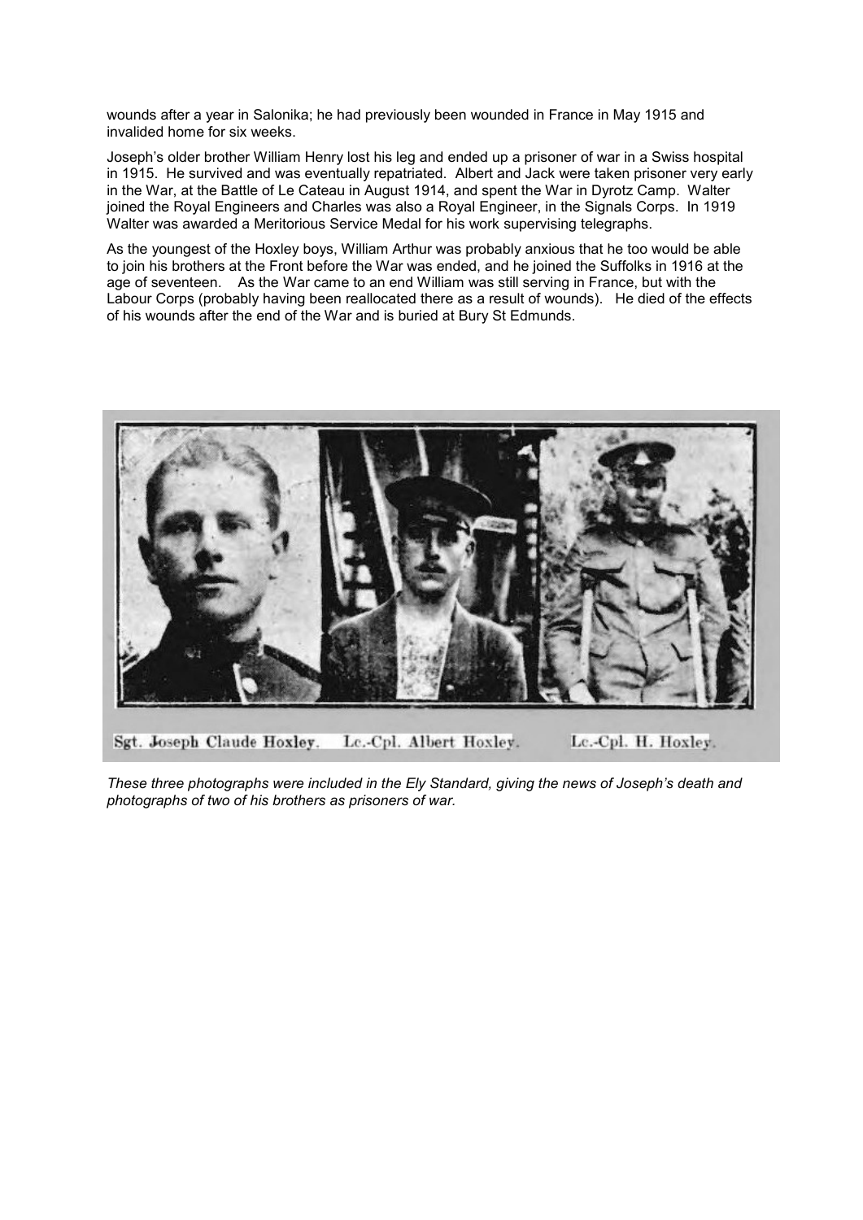wounds after a year in Salonika; he had previously been wounded in France in May 1915 and invalided home for six weeks.

Joseph's older brother William Henry lost his leg and ended up a prisoner of war in a Swiss hospital in 1915. He survived and was eventually repatriated. Albert and Jack were taken prisoner very early in the War, at the Battle of Le Cateau in August 1914, and spent the War in Dyrotz Camp. Walter joined the Royal Engineers and Charles was also a Royal Engineer, in the Signals Corps. In 1919 Walter was awarded a Meritorious Service Medal for his work supervising telegraphs.

As the youngest of the Hoxley boys, William Arthur was probably anxious that he too would be able to join his brothers at the Front before the War was ended, and he joined the Suffolks in 1916 at the age of seventeen. As the War came to an end William was still serving in France, but with the Labour Corps (probably having been reallocated there as a result of wounds). He died of the effects of his wounds after the end of the War and is buried at Bury St Edmunds.

Sgt. Joseph Claude Hoxley. Lc.-Cpl. Albert Hoxley. Lc.-Cpl. H. Hoxley.

*These three photographs were included in the Ely Standard, giving the news of Joseph's death and photographs of two of his brothers as prisoners of war.*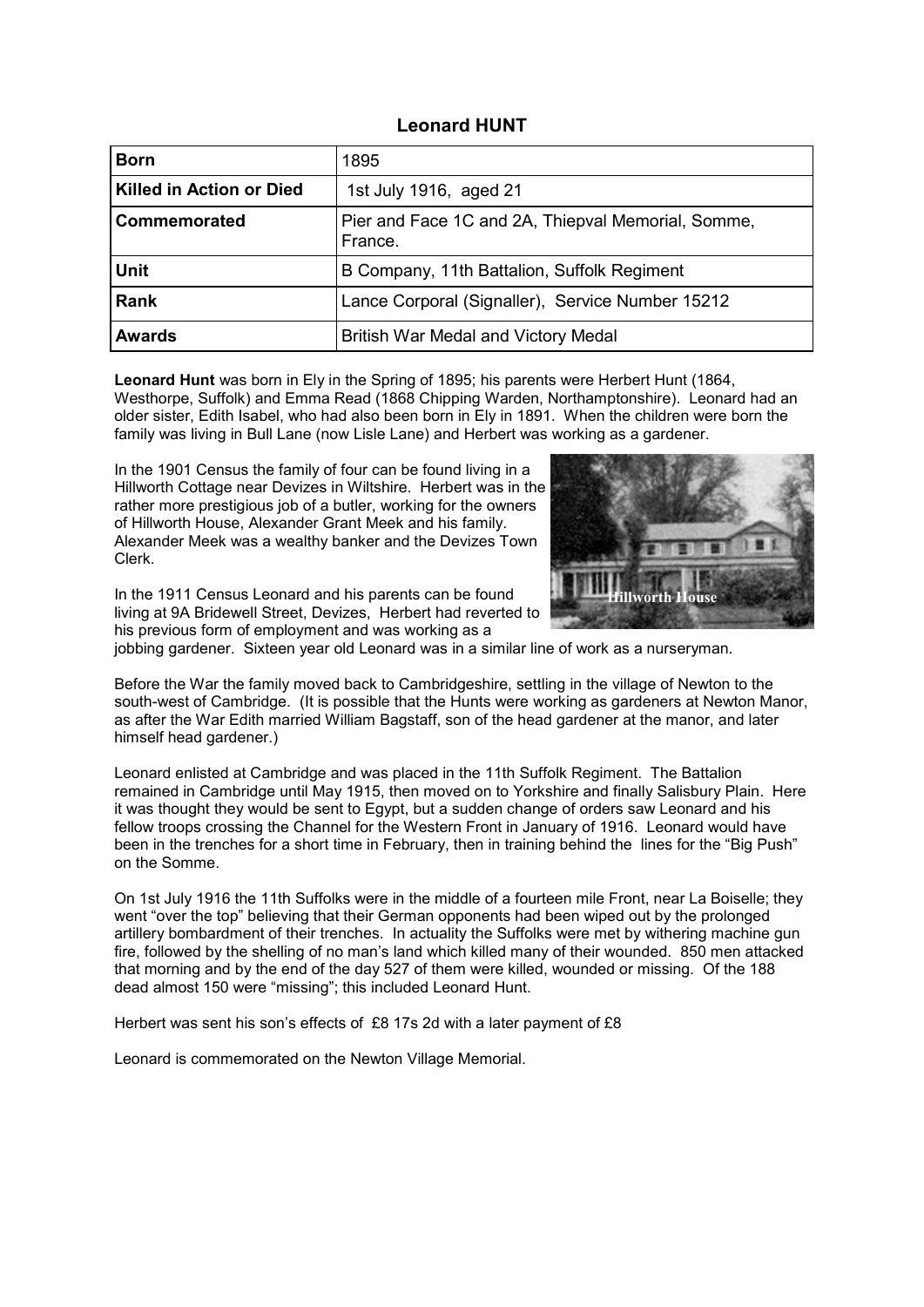## Leonard HUNT

| | |
|---|---|
| **Born** | 1895 |
| **Killed in Action or Died** | 1st July 1916, aged 21 |
| **Commemorated** | Pier and Face 1C and 2A, Thiepval Memorial, Somme, France. |
| **Unit** | B Company, 11th Battalion, Suffolk Regiment |
| **Rank** | Lance Corporal (Signaller), Service Number 15212 |
| **Awards** | British War Medal and Victory Medal |

**Leonard Hunt** was born in Ely in the Spring of 1895; his parents were Herbert Hunt (1864, Westhorpe, Suffolk) and Emma Read (1868 Chipping Warden, Northamptonshire). Leonard had an older sister, Edith Isabel, who had also been born in Ely in 1891. When the children were born the family was living in Bull Lane (now Lisle Lane) and Herbert was working as a gardener.

In the 1901 Census the family of four can be found living in a Hillworth Cottage near Devizes in Wiltshire. Herbert was in the rather more prestigious job of a butler, working for the owners of Hillworth House, Alexander Grant Meek and his family. Alexander Meek was a wealthy banker and the Devizes Town Clerk.

Hillworth House

In the 1911 Census Leonard and his parents can be found living at 9A Bridewell Street, Devizes, Herbert had reverted to his previous form of employment and was working as a jobbing gardener. Sixteen year old Leonard was in a similar line of work as a nurseryman.

Before the War the family moved back to Cambridgeshire, settling in the village of Newton to the south-west of Cambridge. (It is possible that the Hunts were working as gardeners at Newton Manor, as after the War Edith married William Bagstaff, son of the head gardener at the manor, and later himself head gardener.)

Leonard enlisted at Cambridge and was placed in the 11th Suffolk Regiment. The Battalion remained in Cambridge until May 1915, then moved on to Yorkshire and finally Salisbury Plain. Here it was thought they would be sent to Egypt, but a sudden change of orders saw Leonard and his fellow troops crossing the Channel for the Western Front in January of 1916. Leonard would have been in the trenches for a short time in February, then in training behind the lines for the "Big Push" on the Somme.

On 1st July 1916 the 11th Suffolks were in the middle of a fourteen mile Front, near La Boiselle; they went "over the top" believing that their German opponents had been wiped out by the prolonged artillery bombardment of their trenches. In actuality the Suffolks were met by withering machine gun fire, followed by the shelling of no man's land which killed many of their wounded. 850 men attacked that morning and by the end of the day 527 of them were killed, wounded or missing. Of the 188 dead almost 150 were "missing"; this included Leonard Hunt.

Herbert was sent his son's effects of £8 17s 2d with a later payment of £8

Leonard is commemorated on the Newton Village Memorial.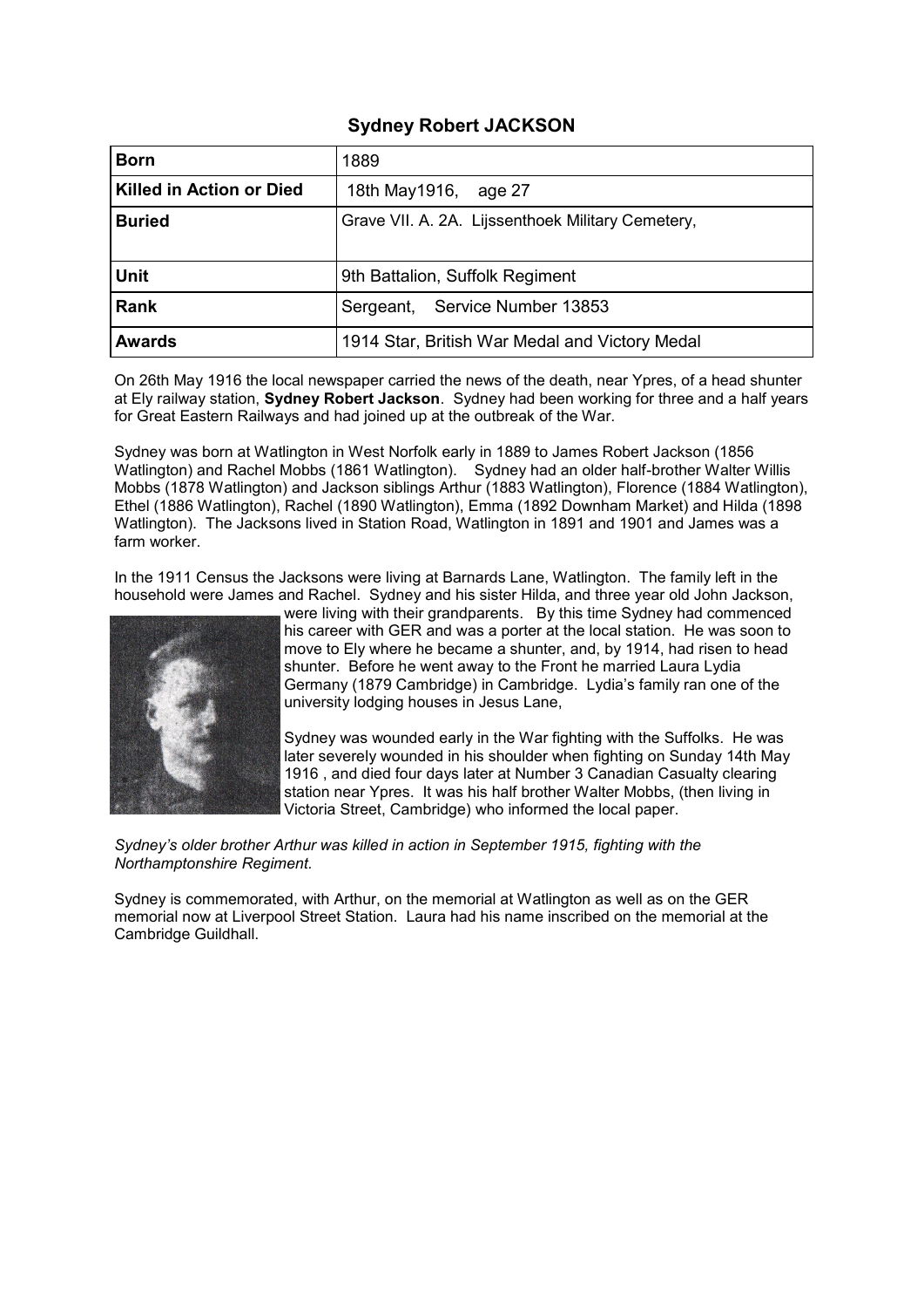## Sydney Robert JACKSON

| Born | 1889 |
| --- | --- |
| Killed in Action or Died | 18th May1916, age 27 |
| Buried | Grave VII. A. 2A. Lijssenthoek Military Cemetery, |
| Unit | 9th Battalion, Suffolk Regiment |
| Rank | Sergeant, Service Number 13853 |
| Awards | 1914 Star, British War Medal and Victory Medal |

On 26th May 1916 the local newspaper carried the news of the death, near Ypres, of a head shunter at Ely railway station, **Sydney Robert Jackson**. Sydney had been working for three and a half years for Great Eastern Railways and had joined up at the outbreak of the War.

Sydney was born at Watlington in West Norfolk early in 1889 to James Robert Jackson (1856 Watlington) and Rachel Mobbs (1861 Watlington). Sydney had an older half-brother Walter Willis Mobbs (1878 Watlington) and Jackson siblings Arthur (1883 Watlington), Florence (1884 Watlington), Ethel (1886 Watlington), Rachel (1890 Watlington), Emma (1892 Downham Market) and Hilda (1898 Watlington). The Jacksons lived in Station Road, Watlington in 1891 and 1901 and James was a farm worker.

In the 1911 Census the Jacksons were living at Barnards Lane, Watlington. The family left in the household were James and Rachel. Sydney and his sister Hilda, and three year old John Jackson, were living with their grandparents. By this time Sydney had commenced his career with GER and was a porter at the local station. He was soon to move to Ely where he became a shunter, and, by 1914, had risen to head shunter. Before he went away to the Front he married Laura Lydia Germany (1879 Cambridge) in Cambridge. Lydia's family ran one of the university lodging houses in Jesus Lane,

Sydney was wounded early in the War fighting with the Suffolks. He was later severely wounded in his shoulder when fighting on Sunday 14th May 1916 , and died four days later at Number 3 Canadian Casualty clearing station near Ypres. It was his half brother Walter Mobbs, (then living in Victoria Street, Cambridge) who informed the local paper.

*Sydney's older brother Arthur was killed in action in September 1915, fighting with the Northamptonshire Regiment.*

Sydney is commemorated, with Arthur, on the memorial at Watlington as well as on the GER memorial now at Liverpool Street Station. Laura had his name inscribed on the memorial at the Cambridge Guildhall.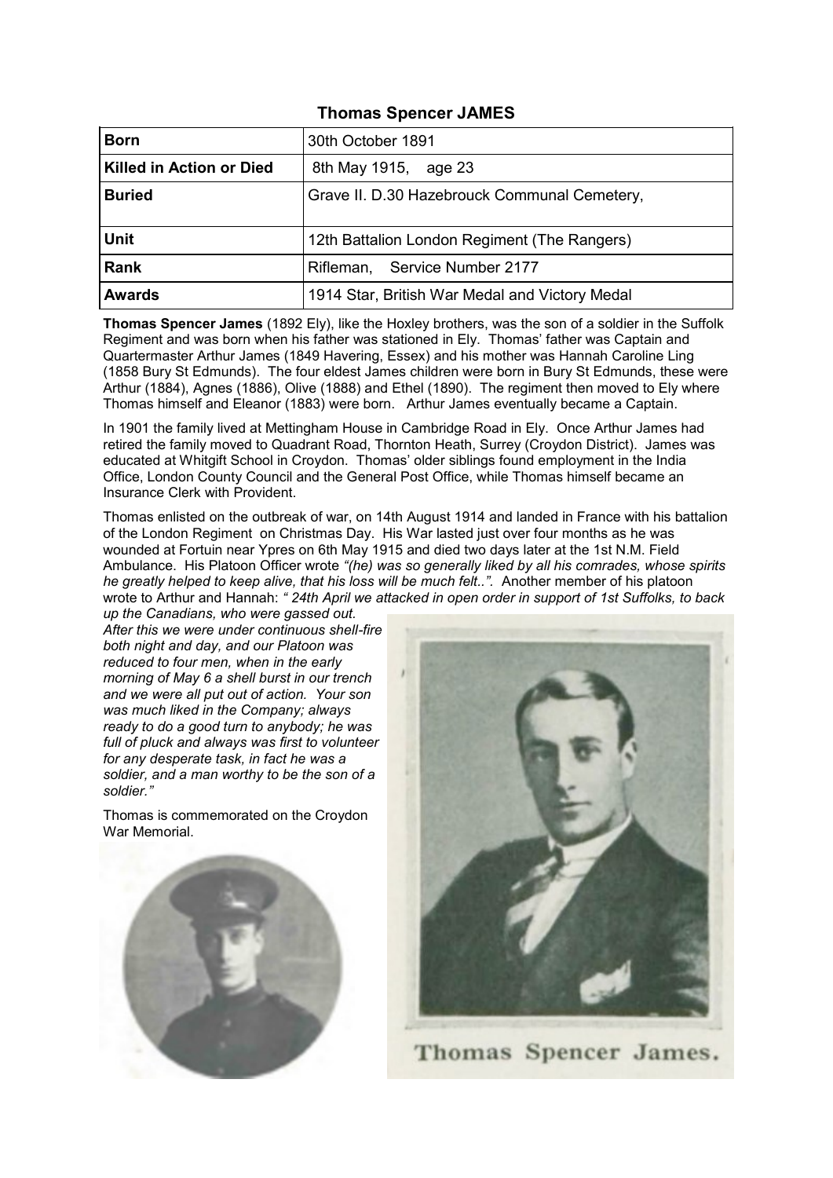## Thomas Spencer JAMES

| **Born** | 30th October 1891 |
|---|---|
| **Killed in Action or Died** | 8th May 1915, age 23 |
| **Buried** | Grave II. D.30 Hazebrouck Communal Cemetery, |
| **Unit** | 12th Battalion London Regiment (The Rangers) |
| **Rank** | Rifleman, Service Number 2177 |
| **Awards** | 1914 Star, British War Medal and Victory Medal |

**Thomas Spencer James** (1892 Ely), like the Hoxley brothers, was the son of a soldier in the Suffolk Regiment and was born when his father was stationed in Ely. Thomas' father was Captain and Quartermaster Arthur James (1849 Havering, Essex) and his mother was Hannah Caroline Ling (1858 Bury St Edmunds). The four eldest James children were born in Bury St Edmunds, these were Arthur (1884), Agnes (1886), Olive (1888) and Ethel (1890). The regiment then moved to Ely where Thomas himself and Eleanor (1883) were born. Arthur James eventually became a Captain.

In 1901 the family lived at Mettingham House in Cambridge Road in Ely. Once Arthur James had retired the family moved to Quadrant Road, Thornton Heath, Surrey (Croydon District). James was educated at Whitgift School in Croydon. Thomas' older siblings found employment in the India Office, London County Council and the General Post Office, while Thomas himself became an Insurance Clerk with Provident.

Thomas enlisted on the outbreak of war, on 14th August 1914 and landed in France with his battalion of the London Regiment on Christmas Day. His War lasted just over four months as he was wounded at Fortuin near Ypres on 6th May 1915 and died two days later at the 1st N.M. Field Ambulance. His Platoon Officer wrote *"(he) was so generally liked by all his comrades, whose spirits he greatly helped to keep alive, that his loss will be much felt..".* Another member of his platoon wrote to Arthur and Hannah: *" 24th April we attacked in open order in support of 1st Suffolks, to back up the Canadians, who were gassed out. After this we were under continuous shell-fire both night and day, and our Platoon was reduced to four men, when in the early morning of May 6 a shell burst in our trench and we were all put out of action. Your son was much liked in the Company; always ready to do a good turn to anybody; he was full of pluck and always was first to volunteer for any desperate task, in fact he was a soldier, and a man worthy to be the son of a soldier."*

Thomas is commemorated on the Croydon War Memorial.

Thomas Spencer James.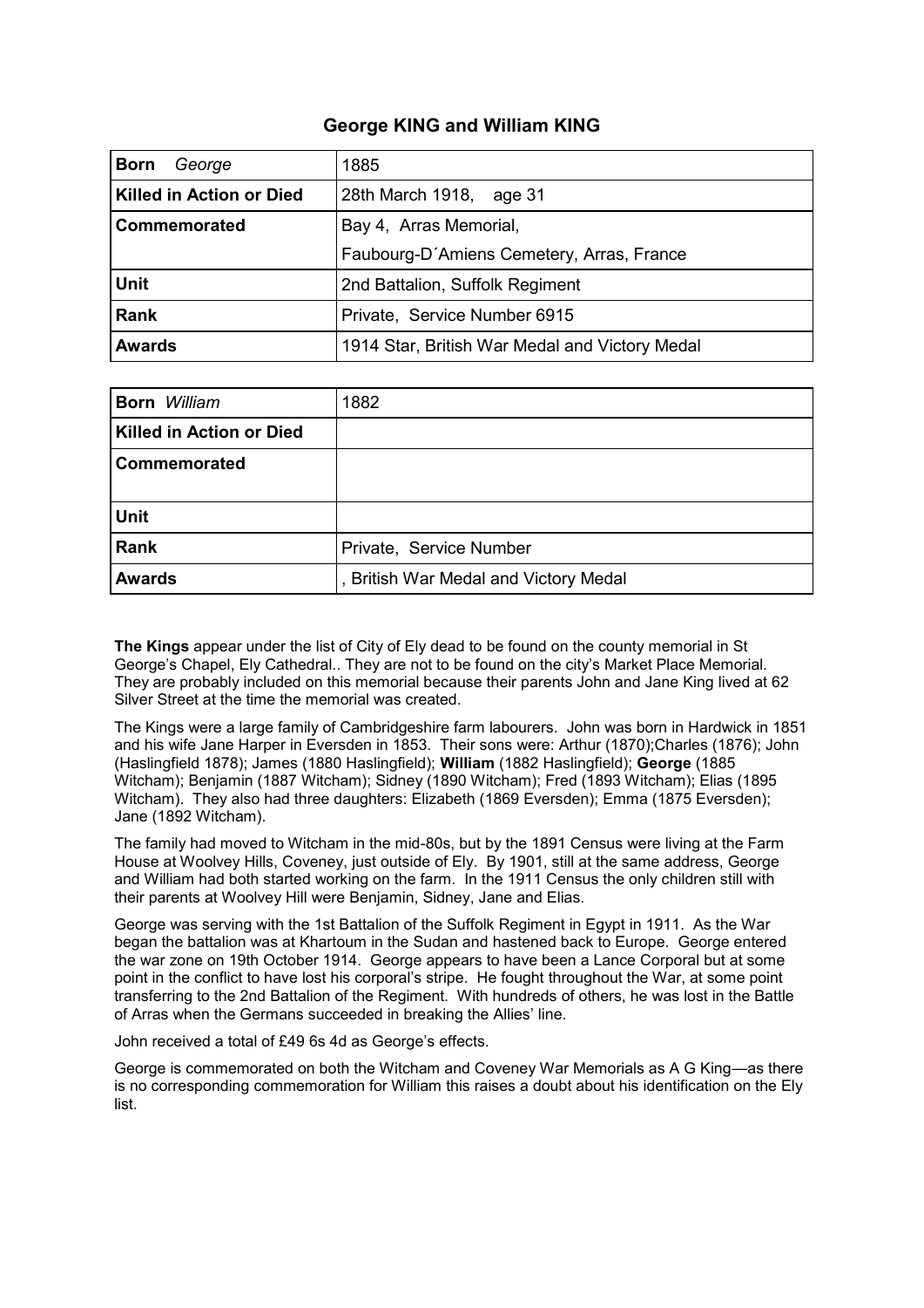## George KING and William KING

| **Born** *George* | 1885 |
|---|---|
| **Killed in Action or Died** | 28th March 1918, age 31 |
| **Commemorated** | Bay 4, Arras Memorial,<br>Faubourg-D´Amiens Cemetery, Arras, France |
| **Unit** | 2nd Battalion, Suffolk Regiment |
| **Rank** | Private, Service Number 6915 |
| **Awards** | 1914 Star, British War Medal and Victory Medal |

| **Born** *William* | 1882 |
|---|---|
| **Killed in Action or Died** | |
| **Commemorated** | |
| **Unit** | |
| **Rank** | Private, Service Number |
| **Awards** | , British War Medal and Victory Medal |

**The Kings** appear under the list of City of Ely dead to be found on the county memorial in St George's Chapel, Ely Cathedral.. They are not to be found on the city's Market Place Memorial. They are probably included on this memorial because their parents John and Jane King lived at 62 Silver Street at the time the memorial was created.

The Kings were a large family of Cambridgeshire farm labourers. John was born in Hardwick in 1851 and his wife Jane Harper in Eversden in 1853. Their sons were: Arthur (1870);Charles (1876); John (Haslingfield 1878); James (1880 Haslingfield); **William** (1882 Haslingfield); **George** (1885 Witcham); Benjamin (1887 Witcham); Sidney (1890 Witcham); Fred (1893 Witcham); Elias (1895 Witcham). They also had three daughters: Elizabeth (1869 Eversden); Emma (1875 Eversden); Jane (1892 Witcham).

The family had moved to Witcham in the mid-80s, but by the 1891 Census were living at the Farm House at Woolvey Hills, Coveney, just outside of Ely. By 1901, still at the same address, George and William had both started working on the farm. In the 1911 Census the only children still with their parents at Woolvey Hill were Benjamin, Sidney, Jane and Elias.

George was serving with the 1st Battalion of the Suffolk Regiment in Egypt in 1911. As the War began the battalion was at Khartoum in the Sudan and hastened back to Europe. George entered the war zone on 19th October 1914. George appears to have been a Lance Corporal but at some point in the conflict to have lost his corporal's stripe. He fought throughout the War, at some point transferring to the 2nd Battalion of the Regiment. With hundreds of others, he was lost in the Battle of Arras when the Germans succeeded in breaking the Allies' line.

John received a total of £49 6s 4d as George's effects.

George is commemorated on both the Witcham and Coveney War Memorials as A G King—as there is no corresponding commemoration for William this raises a doubt about his identification on the Ely list.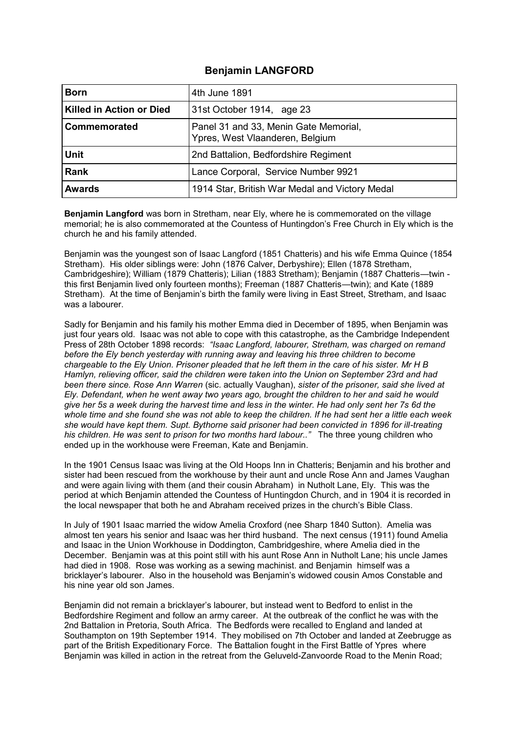## Benjamin LANGFORD

| **Born** | 4th June 1891 |
|---|---|
| **Killed in Action or Died** | 31st October 1914, age 23 |
| **Commemorated** | Panel 31 and 33, Menin Gate Memorial, Ypres, West Vlaanderen, Belgium |
| **Unit** | 2nd Battalion, Bedfordshire Regiment |
| **Rank** | Lance Corporal, Service Number 9921 |
| **Awards** | 1914 Star, British War Medal and Victory Medal |

**Benjamin Langford** was born in Stretham, near Ely, where he is commemorated on the village memorial; he is also commemorated at the Countess of Huntingdon's Free Church in Ely which is the church he and his family attended.

Benjamin was the youngest son of Isaac Langford (1851 Chatteris) and his wife Emma Quince (1854 Stretham). His older siblings were: John (1876 Calver, Derbyshire); Ellen (1878 Stretham, Cambridgeshire); William (1879 Chatteris); Lilian (1883 Stretham); Benjamin (1887 Chatteris—twin - this first Benjamin lived only fourteen months); Freeman (1887 Chatteris—twin); and Kate (1889 Stretham). At the time of Benjamin's birth the family were living in East Street, Stretham, and Isaac was a labourer.

Sadly for Benjamin and his family his mother Emma died in December of 1895, when Benjamin was just four years old. Isaac was not able to cope with this catastrophe, as the Cambridge Independent Press of 28th October 1898 records: *"Isaac Langford, labourer, Stretham, was charged on remand before the Ely bench yesterday with running away and leaving his three children to become chargeable to the Ely Union. Prisoner pleaded that he left them in the care of his sister. Mr H B Hamlyn, relieving officer, said the children were taken into the Union on September 23rd and had been there since. Rose Ann Warren* (sic. actually Vaughan), *sister of the prisoner, said she lived at Ely. Defendant, when he went away two years ago, brought the children to her and said he would give her 5s a week during the harvest time and less in the winter. He had only sent her 7s 6d the whole time and she found she was not able to keep the children. If he had sent her a little each week she would have kept them. Supt. Bythorne said prisoner had been convicted in 1896 for ill-treating his children. He was sent to prison for two months hard labour.."* The three young children who ended up in the workhouse were Freeman, Kate and Benjamin.

In the 1901 Census Isaac was living at the Old Hoops Inn in Chatteris; Benjamin and his brother and sister had been rescued from the workhouse by their aunt and uncle Rose Ann and James Vaughan and were again living with them (and their cousin Abraham) in Nutholt Lane, Ely. This was the period at which Benjamin attended the Countess of Huntingdon Church, and in 1904 it is recorded in the local newspaper that both he and Abraham received prizes in the church's Bible Class.

In July of 1901 Isaac married the widow Amelia Croxford (nee Sharp 1840 Sutton). Amelia was almost ten years his senior and Isaac was her third husband. The next census (1911) found Amelia and Isaac in the Union Workhouse in Doddington, Cambridgeshire, where Amelia died in the December. Benjamin was at this point still with his aunt Rose Ann in Nutholt Lane; his uncle James had died in 1908. Rose was working as a sewing machinist. and Benjamin himself was a bricklayer's labourer. Also in the household was Benjamin's widowed cousin Amos Constable and his nine year old son James.

Benjamin did not remain a bricklayer's labourer, but instead went to Bedford to enlist in the Bedfordshire Regiment and follow an army career. At the outbreak of the conflict he was with the 2nd Battalion in Pretoria, South Africa. The Bedfords were recalled to England and landed at Southampton on 19th September 1914. They mobilised on 7th October and landed at Zeebrugge as part of the British Expeditionary Force. The Battalion fought in the First Battle of Ypres where Benjamin was killed in action in the retreat from the Geluveld-Zanvoorde Road to the Menin Road;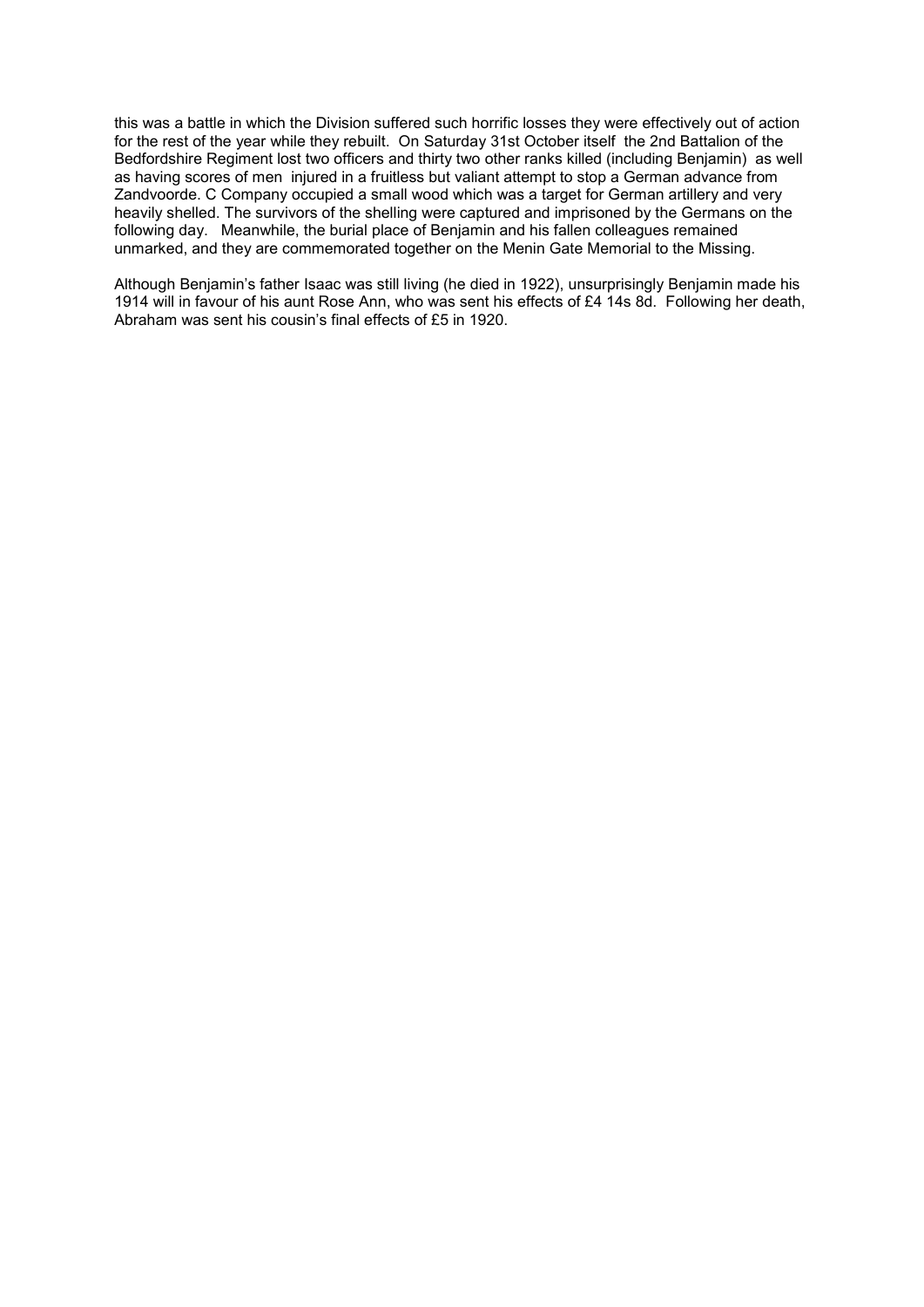this was a battle in which the Division suffered such horrific losses they were effectively out of action for the rest of the year while they rebuilt. On Saturday 31st October itself the 2nd Battalion of the Bedfordshire Regiment lost two officers and thirty two other ranks killed (including Benjamin) as well as having scores of men injured in a fruitless but valiant attempt to stop a German advance from Zandvoorde. C Company occupied a small wood which was a target for German artillery and very heavily shelled. The survivors of the shelling were captured and imprisoned by the Germans on the following day. Meanwhile, the burial place of Benjamin and his fallen colleagues remained unmarked, and they are commemorated together on the Menin Gate Memorial to the Missing.

Although Benjamin's father Isaac was still living (he died in 1922), unsurprisingly Benjamin made his 1914 will in favour of his aunt Rose Ann, who was sent his effects of £4 14s 8d. Following her death, Abraham was sent his cousin's final effects of £5 in 1920.